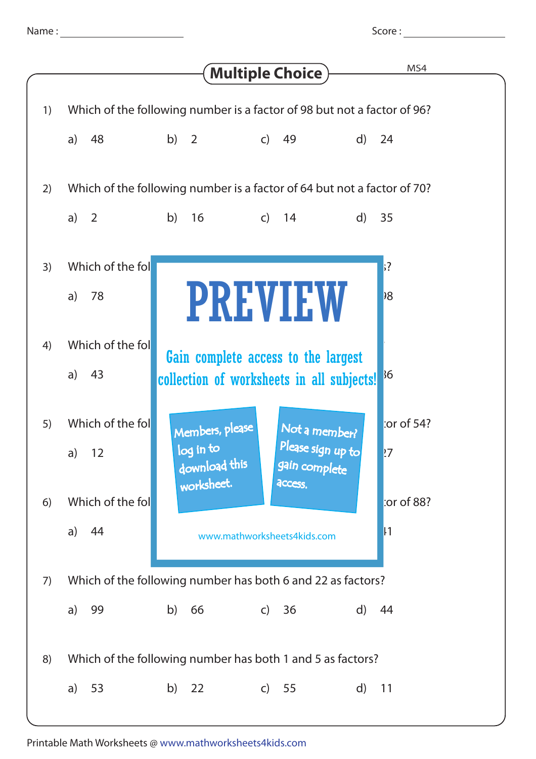Name : ____________________ Score : ____________________

# Multiple Choice

MS4

1) Which of the following number is a factor of 98 but not a factor of 96?

a) 48 b) 2 c) 49 d) 24

2) Which of the following number is a factor of 64 but not a factor of 70?

a) 2 b) 16 c) 14 d) 35

3) Which of the fol ;?

a) 78 )8

4) Which of the fol

a) 43 36

5) Which of the fol tor of 54?

a) 12 27

6) Which of the fol tor of 88?

a) 44 41

PREVIEW

Gain complete access to the largest collection of worksheets in all subjects!

Members, please log in to download this worksheet.

Not a member? Please sign up to gain complete access.

www.mathworksheets4kids.com

7) Which of the following number has both 6 and 22 as factors?

a) 99 b) 66 c) 36 d) 44

8) Which of the following number has both 1 and 5 as factors?

a) 53 b) 22 c) 55 d) 11

Printable Math Worksheets @ www.mathworksheets4kids.com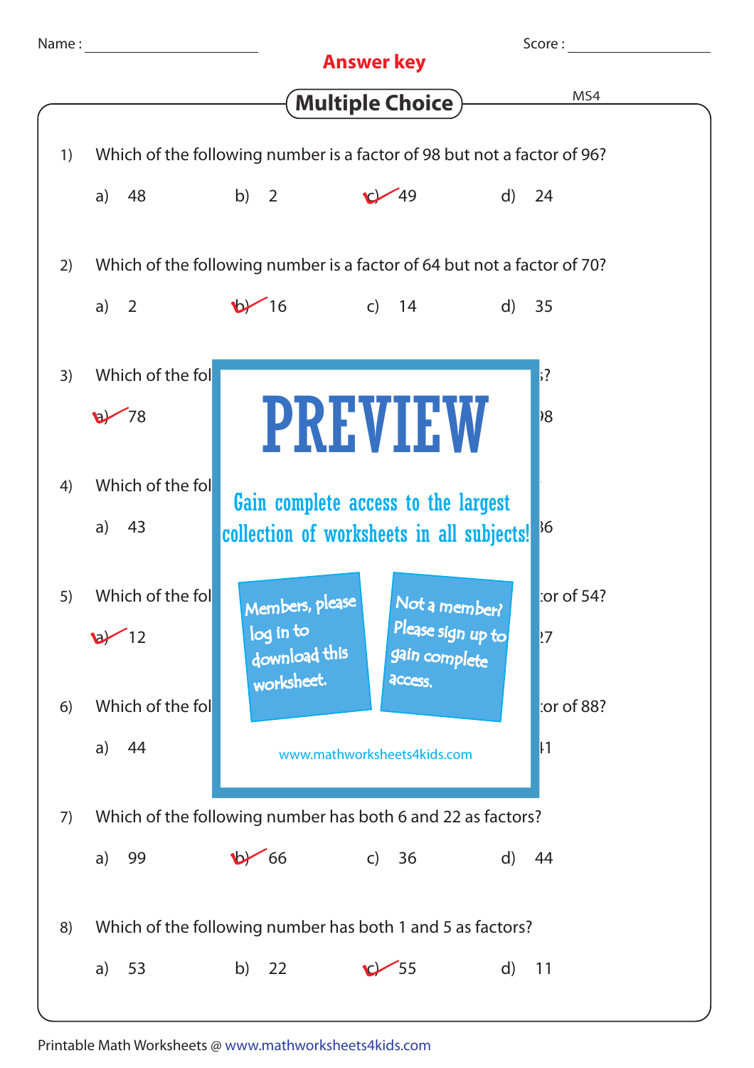Name : ______________________ Score : ______________________

**Answer key**

## Multiple Choice

MS4

1) Which of the following number is a factor of 98 but not a factor of 96?

a) 48 b) 2 c) 49 ✓ d) 24

2) Which of the following number is a factor of 64 but not a factor of 70?

a) 2 b) 16 ✓ c) 14 d) 35

3) Which of the fol ...?

a) 78 ✓ ... 98

4) Which of the fol ...

a) 43 ... 36

5) Which of the fol ... or of 54?

a) 12 ✓ ... 27

6) Which of the fol ... or of 88?

a) 44 ... 41

**PREVIEW**

Gain complete access to the largest collection of worksheets in all subjects!

Members, please log in to download this worksheet.

Not a member? Please sign up to gain complete access.

www.mathworksheets4kids.com

7) Which of the following number has both 6 and 22 as factors?

a) 99 b) 66 ✓ c) 36 d) 44

8) Which of the following number has both 1 and 5 as factors?

a) 53 b) 22 c) 55 ✓ d) 11

Printable Math Worksheets @ www.mathworksheets4kids.com